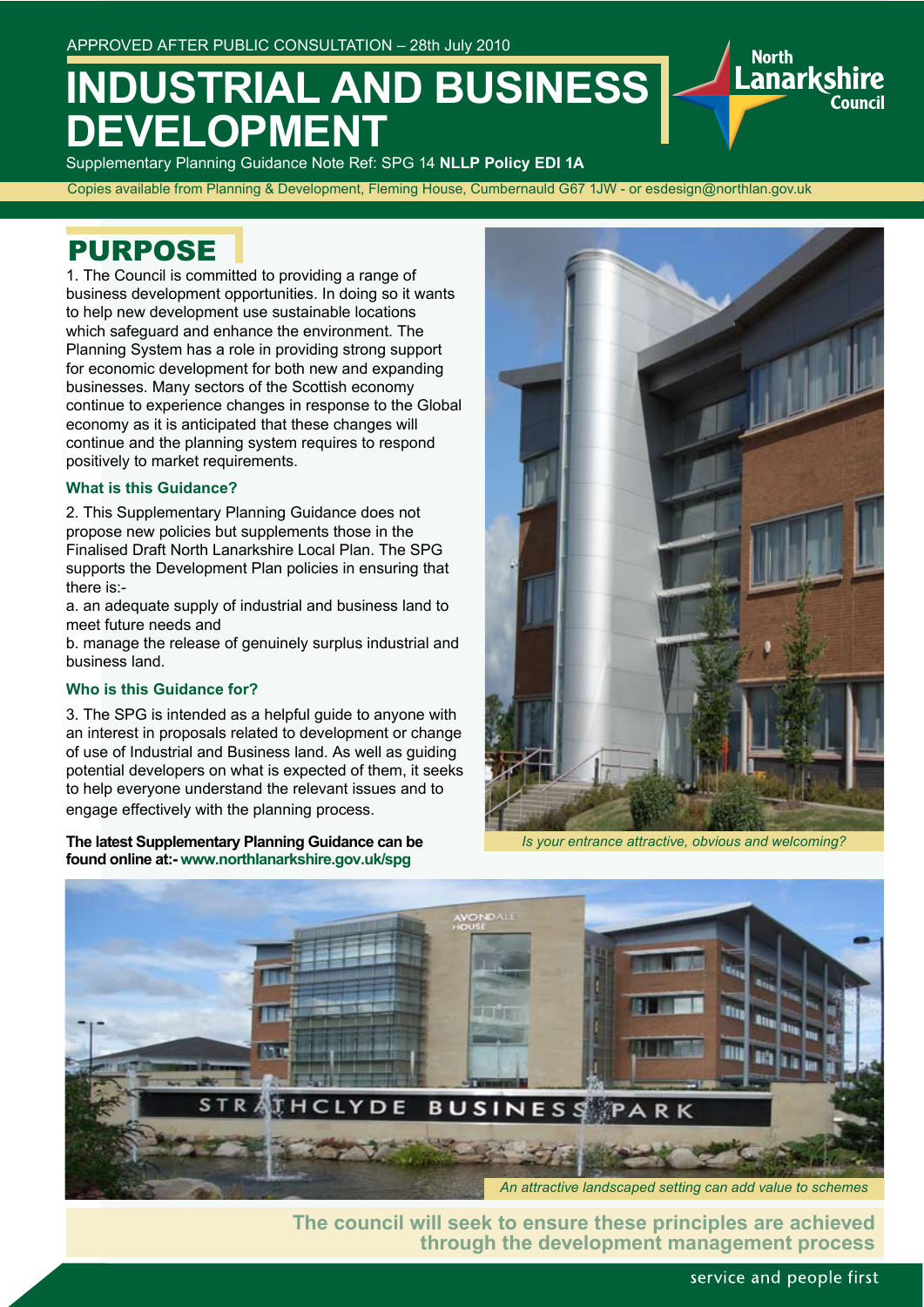APPROVED AFTER PUBLIC CONSULTATION – 28th July 2010

# INDUSTRIAL AND BUSINESS DEVELOPMENT

Supplementary Planning Guidance Note Ref: SPG 14 **NLLP Policy EDI 1A**

Copies available from Planning & Development, Fleming House, Cumbernauld G67 1JW - or esdesign@northlan.gov.uk

## PURPOSE

1. The Council is committed to providing a range of business development opportunities. In doing so it wants to help new development use sustainable locations which safeguard and enhance the environment. The Planning System has a role in providing strong support for economic development for both new and expanding businesses. Many sectors of the Scottish economy continue to experience changes in response to the Global economy as it is anticipated that these changes will continue and the planning system requires to respond positively to market requirements.

### What is this Guidance?

2. This Supplementary Planning Guidance does not propose new policies but supplements those in the Finalised Draft North Lanarkshire Local Plan. The SPG supports the Development Plan policies in ensuring that there is:-

a. an adequate supply of industrial and business land to meet future needs and

b. manage the release of genuinely surplus industrial and business land.

### Who is this Guidance for?

3. The SPG is intended as a helpful guide to anyone with an interest in proposals related to development or change of use of Industrial and Business land. As well as guiding potential developers on what is expected of them, it seeks to help everyone understand the relevant issues and to engage effectively with the planning process.

**The latest Supplementary Planning Guidance can be found online at:- www.northlanarkshire.gov.uk/spg**

*Is your entrance attractive, obvious and welcoming?*

*An attractive landscaped setting can add value to schemes*

**The council will seek to ensure these principles are achieved through the development management process**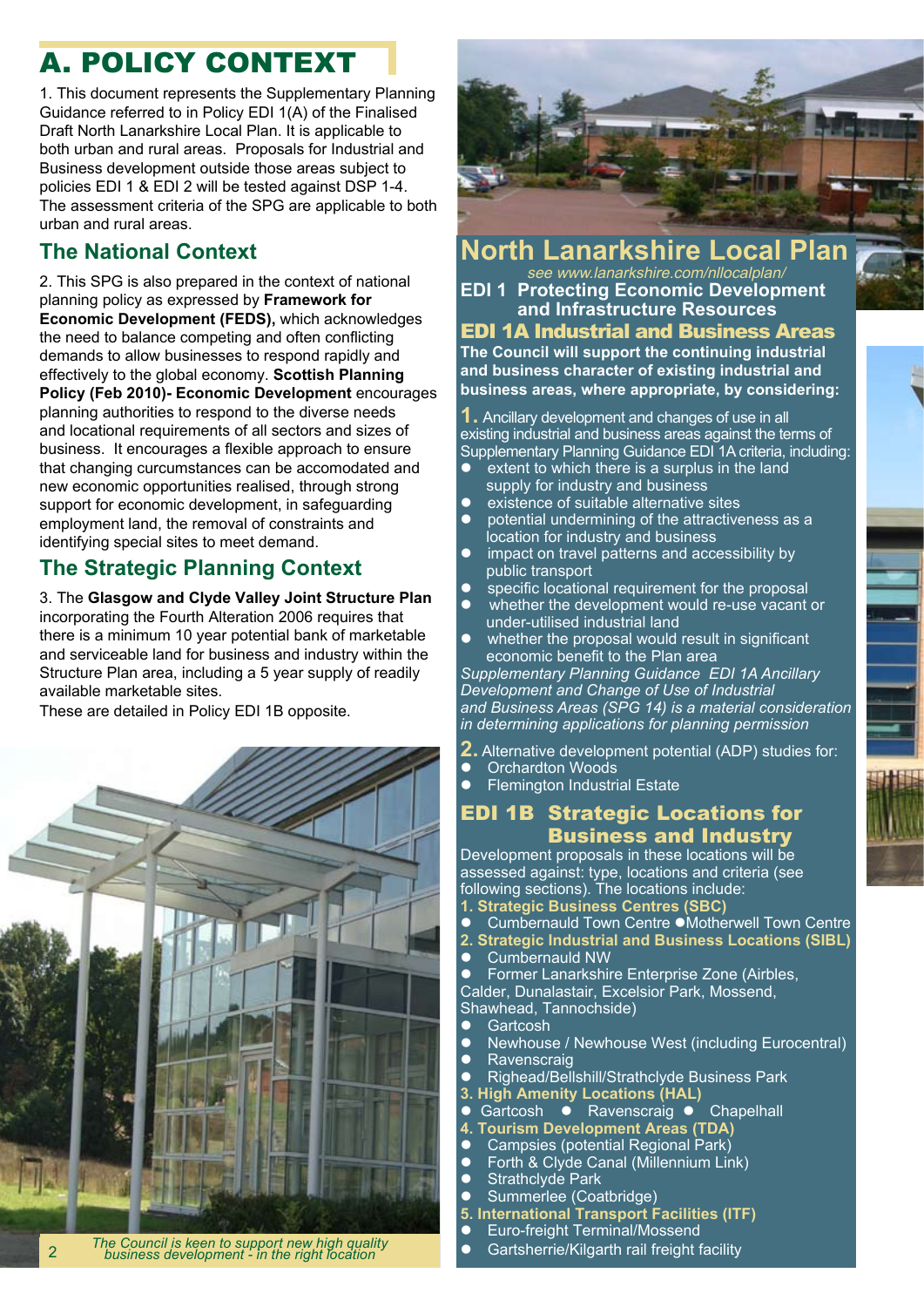# A. POLICY CONTEXT

1. This document represents the Supplementary Planning Guidance referred to in Policy EDI 1(A) of the Finalised Draft North Lanarkshire Local Plan. It is applicable to both urban and rural areas. Proposals for Industrial and Business development outside those areas subject to policies EDI 1 & EDI 2 will be tested against DSP 1-4. The assessment criteria of the SPG are applicable to both urban and rural areas.

## The National Context

2. This SPG is also prepared in the context of national planning policy as expressed by **Framework for Economic Development (FEDS),** which acknowledges the need to balance competing and often conflicting demands to allow businesses to respond rapidly and effectively to the global economy. **Scottish Planning Policy (Feb 2010)- Economic Development** encourages planning authorities to respond to the diverse needs and locational requirements of all sectors and sizes of business. It encourages a flexible approach to ensure that changing circumstances can be accomodated and new economic opportunities realised, through strong support for economic development, in safeguarding employment land, the removal of constraints and identifying special sites to meet demand.

## The Strategic Planning Context

3. The **Glasgow and Clyde Valley Joint Structure Plan** incorporating the Fourth Alteration 2006 requires that there is a minimum 10 year potential bank of marketable and serviceable land for business and industry within the Structure Plan area, including a 5 year supply of readily available marketable sites.

These are detailed in Policy EDI 1B opposite.

*The Council is keen to support new high quality business development - in the right location*

## North Lanarkshire Local Plan

*see www.lanarkshire.com/nllocalplan/*

### EDI 1 Protecting Economic Development and Infrastructure Resources

### EDI 1A Industrial and Business Areas

**The Council will support the continuing industrial and business character of existing industrial and business areas, where appropriate, by considering:**

**1.** Ancillary development and changes of use in all existing industrial and business areas against the terms of Supplementary Planning Guidance EDI 1A criteria, including:

- extent to which there is a surplus in the land supply for industry and business
- existence of suitable alternative sites
- potential undermining of the attractiveness as a location for industry and business
- impact on travel patterns and accessibility by public transport
- specific locational requirement for the proposal
- whether the development would re-use vacant or under-utilised industrial land
- whether the proposal would result in significant economic benefit to the Plan area

*Supplementary Planning Guidance EDI 1A Ancillary Development and Change of Use of Industrial and Business Areas (SPG 14) is a material consideration in determining applications for planning permission*

**2.** Alternative development potential (ADP) studies for:

- Orchardton Woods
- Flemington Industrial Estate

### EDI 1B Strategic Locations for Business and Industry

Development proposals in these locations will be assessed against: type, locations and criteria (see following sections). The locations include:

**1. Strategic Business Centres (SBC)**

- Cumbernauld Town Centre
- Motherwell Town Centre

**2. Strategic Industrial and Business Locations (SIBL)**

- Cumbernauld NW
- Former Lanarkshire Enterprise Zone (Airbles, Calder, Dunalastair, Excelsior Park, Mossend, Shawhead, Tannochside)
- Gartcosh
- Newhouse / Newhouse West (including Eurocentral)
- Ravenscraig
- Righead/Bellshill/Strathclyde Business Park

**3. High Amenity Locations (HAL)**

- Gartcosh
- Ravenscraig
- Chapelhall

**4. Tourism Development Areas (TDA)**

- Campsies (potential Regional Park)
- Forth & Clyde Canal (Millennium Link)
- Strathclyde Park
- Summerlee (Coatbridge)

**5. International Transport Facilities (ITF)**

- Euro-freight Terminal/Mossend
- Gartsherrie/Kilgarth rail freight facility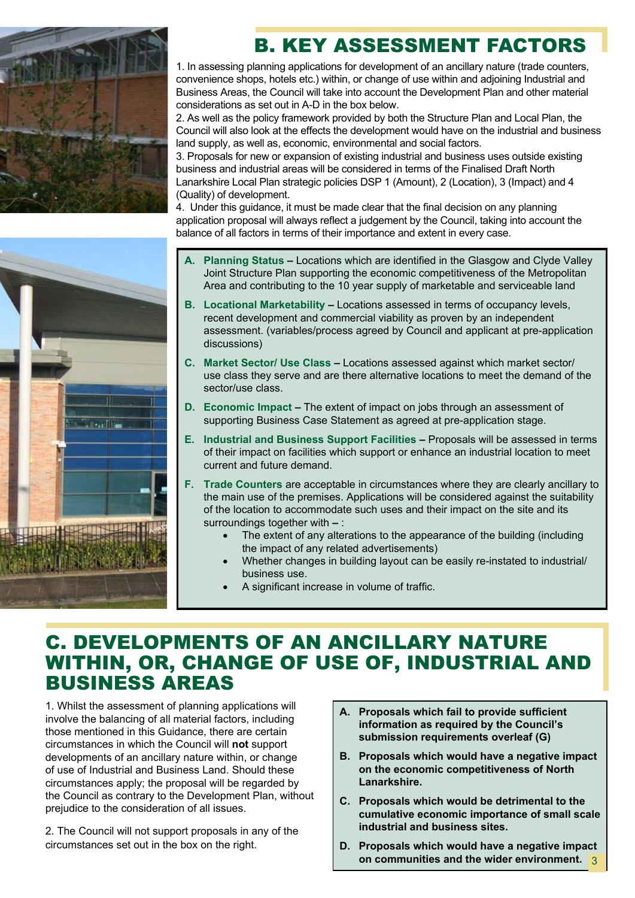## B. KEY ASSESSMENT FACTORS

1. In assessing planning applications for development of an ancillary nature (trade counters, convenience shops, hotels etc.) within, or change of use within and adjoining Industrial and Business Areas, the Council will take into account the Development Plan and other material considerations as set out in A-D in the box below.
2. As well as the policy framework provided by both the Structure Plan and Local Plan, the Council will also look at the effects the development would have on the industrial and business land supply, as well as, economic, environmental and social factors.
3. Proposals for new or expansion of existing industrial and business uses outside existing business and industrial areas will be considered in terms of the Finalised Draft North Lanarkshire Local Plan strategic policies DSP 1 (Amount), 2 (Location), 3 (Impact) and 4 (Quality) of development.
4. Under this guidance, it must be made clear that the final decision on any planning application proposal will always reflect a judgement by the Council, taking into account the balance of all factors in terms of their importance and extent in every case.

A. **Planning Status –** Locations which are identified in the Glasgow and Clyde Valley Joint Structure Plan supporting the economic competitiveness of the Metropolitan Area and contributing to the 10 year supply of marketable and serviceable land

B. **Locational Marketability –** Locations assessed in terms of occupancy levels, recent development and commercial viability as proven by an independent assessment. (variables/process agreed by Council and applicant at pre-application discussions)

C. **Market Sector/ Use Class –** Locations assessed against which market sector/ use class they serve and are there alternative locations to meet the demand of the sector/use class.

D. **Economic Impact –** The extent of impact on jobs through an assessment of supporting Business Case Statement as agreed at pre-application stage.

E. **Industrial and Business Support Facilities –** Proposals will be assessed in terms of their impact on facilities which support or enhance an industrial location to meet current and future demand.

F. **Trade Counters** are acceptable in circumstances where they are clearly ancillary to the main use of the premises. Applications will be considered against the suitability of the location to accommodate such uses and their impact on the site and its surroundings together with – :
   - The extent of any alterations to the appearance of the building (including the impact of any related advertisements)
   - Whether changes in building layout can be easily re-instated to industrial/ business use.
   - A significant increase in volume of traffic.

## C. DEVELOPMENTS OF AN ANCILLARY NATURE WITHIN, OR, CHANGE OF USE OF, INDUSTRIAL AND BUSINESS AREAS

1. Whilst the assessment of planning applications will involve the balancing of all material factors, including those mentioned in this Guidance, there are certain circumstances in which the Council will **not** support developments of an ancillary nature within, or change of use of Industrial and Business Land. Should these circumstances apply; the proposal will be regarded by the Council as contrary to the Development Plan, without prejudice to the consideration of all issues.

2. The Council will not support proposals in any of the circumstances set out in the box on the right.

**A. Proposals which fail to provide sufficient information as required by the Council's submission requirements overleaf (G)**

**B. Proposals which would have a negative impact on the economic competitiveness of North Lanarkshire.**

**C. Proposals which would be detrimental to the cumulative economic importance of small scale industrial and business sites.**

**D. Proposals which would have a negative impact on communities and the wider environment.**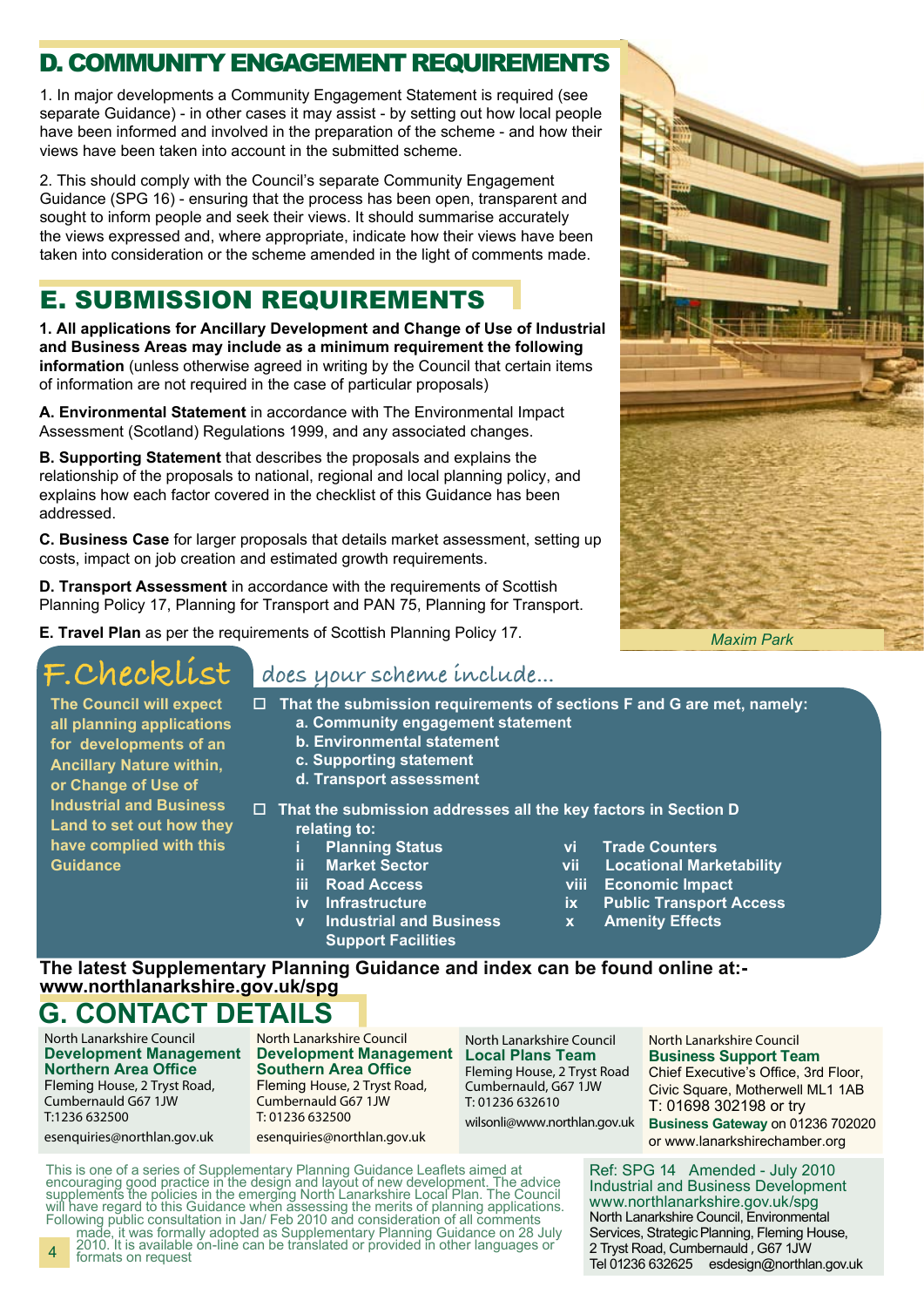## D. COMMUNITY ENGAGEMENT REQUIREMENTS

1. In major developments a Community Engagement Statement is required (see separate Guidance) - in other cases it may assist - by setting out how local people have been informed and involved in the preparation of the scheme - and how their views have been taken into account in the submitted scheme.

2. This should comply with the Council's separate Community Engagement Guidance (SPG 16) - ensuring that the process has been open, transparent and sought to inform people and seek their views. It should summarise accurately the views expressed and, where appropriate, indicate how their views have been taken into consideration or the scheme amended in the light of comments made.

## E. SUBMISSION REQUIREMENTS

**1. All applications for Ancillary Development and Change of Use of Industrial and Business Areas may include as a minimum requirement the following information** (unless otherwise agreed in writing by the Council that certain items of information are not required in the case of particular proposals)

**A. Environmental Statement** in accordance with The Environmental Impact Assessment (Scotland) Regulations 1999, and any associated changes.

**B. Supporting Statement** that describes the proposals and explains the relationship of the proposals to national, regional and local planning policy, and explains how each factor covered in the checklist of this Guidance has been addressed.

**C. Business Case** for larger proposals that details market assessment, setting up costs, impact on job creation and estimated growth requirements.

**D. Transport Assessment** in accordance with the requirements of Scottish Planning Policy 17, Planning for Transport and PAN 75, Planning for Transport.

**E. Travel Plan** as per the requirements of Scottish Planning Policy 17.

*Maxim Park*

## F. Checklist

does your scheme include...

**The Council will expect all planning applications for developments of an Ancillary Nature within, or Change of Use of Industrial and Business Land to set out how they have complied with this Guidance**

- ☐ **That the submission requirements of sections F and G are met, namely:**
  - **a. Community engagement statement**
  - **b. Environmental statement**
  - **c. Supporting statement**
  - **d. Transport assessment**
- ☐ **That the submission addresses all the key factors in Section D relating to:**
  - **i Planning Status**
  - **ii Market Sector**
  - **iii Road Access**
  - **iv Infrastructure**
  - **v Industrial and Business Support Facilities**
  - **vi Trade Counters**
  - **vii Locational Marketability**
  - **viii Economic Impact**
  - **ix Public Transport Access**
  - **x Amenity Effects**

**The latest Supplementary Planning Guidance and index can be found online at:- www.northlanarkshire.gov.uk/spg**

## G. CONTACT DETAILS

North Lanarkshire Council
**Development Management Northern Area Office**
Fleming House, 2 Tryst Road, Cumbernauld G67 1JW
T:1236 632500
esenquiries@northlan.gov.uk

North Lanarkshire Council
**Development Management Southern Area Office**
Fleming House, 2 Tryst Road, Cumbernauld G67 1JW
T: 01236 632500
esenquiries@northlan.gov.uk

North Lanarkshire Council
**Local Plans Team**
Fleming House, 2 Tryst Road Cumbernauld, G67 1JW
T: 01236 632610
wilsonli@www.northlan.gov.uk

North Lanarkshire Council
**Business Support Team**
Chief Executive's Office, 3rd Floor, Civic Square, Motherwell ML1 1AB
T: 01698 302198 or try **Business Gateway** on 01236 702020 or www.lanarkshirechamber.org

This is one of a series of Supplementary Planning Guidance Leaflets aimed at encouraging good practice in the design and layout of new development. The advice supplements the policies in the emerging North Lanarkshire Local Plan. The Council will have regard to this Guidance when assessing the merits of planning applications. Following public consultation in Jan/ Feb 2010 and consideration of all comments made, it was formally adopted as Supplementary Planning Guidance on 28 July 2010. It is available on-line can be translated or provided in other languages or formats on request

Ref: SPG 14 Amended - July 2010
Industrial and Business Development
www.northlanarkshire.gov.uk/spg
North Lanarkshire Council, Environmental Services, Strategic Planning, Fleming House, 2 Tryst Road, Cumbernauld , G67 1JW
Tel 01236 632625 esdesign@northlan.gov.uk